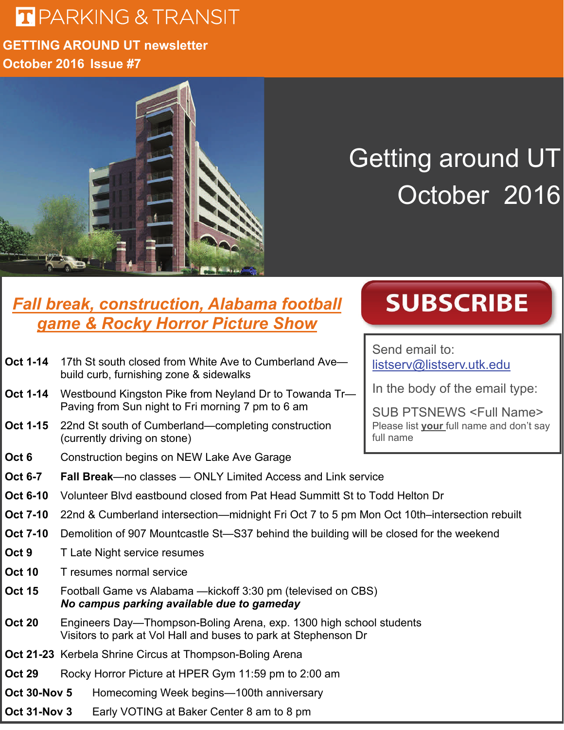# PARKING & TRANSIT

**GETTING AROUND UT newsletter**
**October 2016 Issue #7**

Getting around UT
October 2016

## Fall break, construction, Alabama football game & Rocky Horror Picture Show

**SUBSCRIBE**

Send email to: listserv@listserv.utk.edu

In the body of the email type:

SUB PTSNEWS <Full Name>
Please list **your** full name and don't say full name

| Date | Event |
|---|---|
| **Oct 1-14** | 17th St south closed from White Ave to Cumberland Ave—build curb, furnishing zone & sidewalks |
| **Oct 1-14** | Westbound Kingston Pike from Neyland Dr to Towanda Tr—Paving from Sun night to Fri morning 7 pm to 6 am |
| **Oct 1-15** | 22nd St south of Cumberland—completing construction (currently driving on stone) |
| **Oct 6** | Construction begins on NEW Lake Ave Garage |
| **Oct 6-7** | **Fall Break**—no classes — ONLY Limited Access and Link service |
| **Oct 6-10** | Volunteer Blvd eastbound closed from Pat Head Summitt St to Todd Helton Dr |
| **Oct 7-10** | 22nd & Cumberland intersection—midnight Fri Oct 7 to 5 pm Mon Oct 10th–intersection rebuilt |
| **Oct 7-10** | Demolition of 907 Mountcastle St—S37 behind the building will be closed for the weekend |
| **Oct 9** | T Late Night service resumes |
| **Oct 10** | T resumes normal service |
| **Oct 15** | Football Game vs Alabama —kickoff 3:30 pm (televised on CBS) ***No campus parking available due to gameday*** |
| **Oct 20** | Engineers Day—Thompson-Boling Arena, exp. 1300 high school students. Visitors to park at Vol Hall and buses to park at Stephenson Dr |
| **Oct 21-23** | Kerbela Shrine Circus at Thompson-Boling Arena |
| **Oct 29** | Rocky Horror Picture at HPER Gym 11:59 pm to 2:00 am |
| **Oct 30-Nov 5** | Homecoming Week begins—100th anniversary |
| **Oct 31-Nov 3** | Early VOTING at Baker Center 8 am to 8 pm |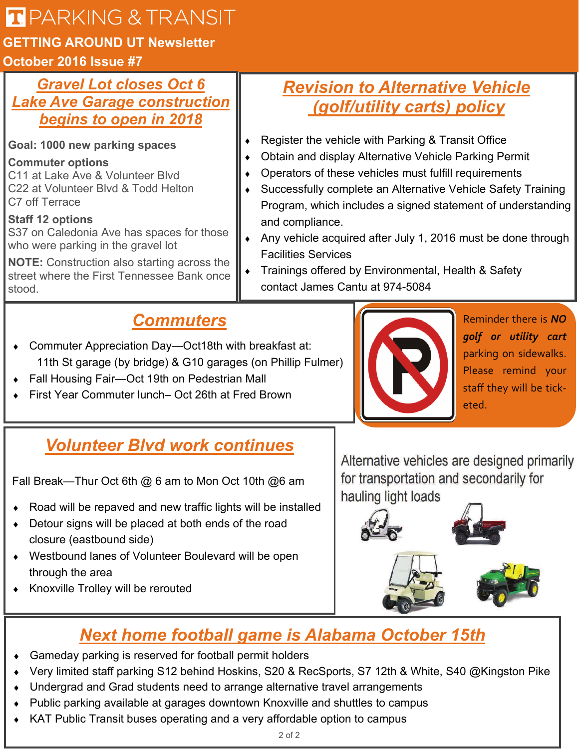# PARKING & TRANSIT

**GETTING AROUND UT Newsletter**

**October 2016 Issue #7**

## Gravel Lot closes Oct 6 Lake Ave Garage construction begins to open in 2018

**Goal: 1000 new parking spaces**

**Commuter options**
C11 at Lake Ave & Volunteer Blvd
C22 at Volunteer Blvd & Todd Helton
C7 off Terrace

**Staff 12 options**
S37 on Caledonia Ave has spaces for those who were parking in the gravel lot

**NOTE:** Construction also starting across the street where the First Tennessee Bank once stood.

## Revision to Alternative Vehicle (golf/utility carts) policy

- Register the vehicle with Parking & Transit Office
- Obtain and display Alternative Vehicle Parking Permit
- Operators of these vehicles must fulfill requirements
- Successfully complete an Alternative Vehicle Safety Training Program, which includes a signed statement of understanding and compliance.
- Any vehicle acquired after July 1, 2016 must be done through Facilities Services
- Trainings offered by Environmental, Health & Safety contact James Cantu at 974-5084

## Commuters

- Commuter Appreciation Day—Oct18th with breakfast at: 11th St garage (by bridge) & G10 garages (on Phillip Fulmer)
- Fall Housing Fair—Oct 19th on Pedestrian Mall
- First Year Commuter lunch– Oct 26th at Fred Brown

Reminder there is ***NO golf or utility cart*** parking on sidewalks. Please remind your staff they will be ticketed.

## Volunteer Blvd work continues

Fall Break—Thur Oct 6th @ 6 am to Mon Oct 10th @6 am

- Road will be repaved and new traffic lights will be installed
- Detour signs will be placed at both ends of the road closure (eastbound side)
- Westbound lanes of Volunteer Boulevard will be open through the area
- Knoxville Trolley will be rerouted

Alternative vehicles are designed primarily for transportation and secondarily for hauling light loads

## Next home football game is Alabama October 15th

- Gameday parking is reserved for football permit holders
- Very limited staff parking S12 behind Hoskins, S20 & RecSports, S7 12th & White, S40 @Kingston Pike
- Undergrad and Grad students need to arrange alternative travel arrangements
- Public parking available at garages downtown Knoxville and shuttles to campus
- KAT Public Transit buses operating and a very affordable option to campus